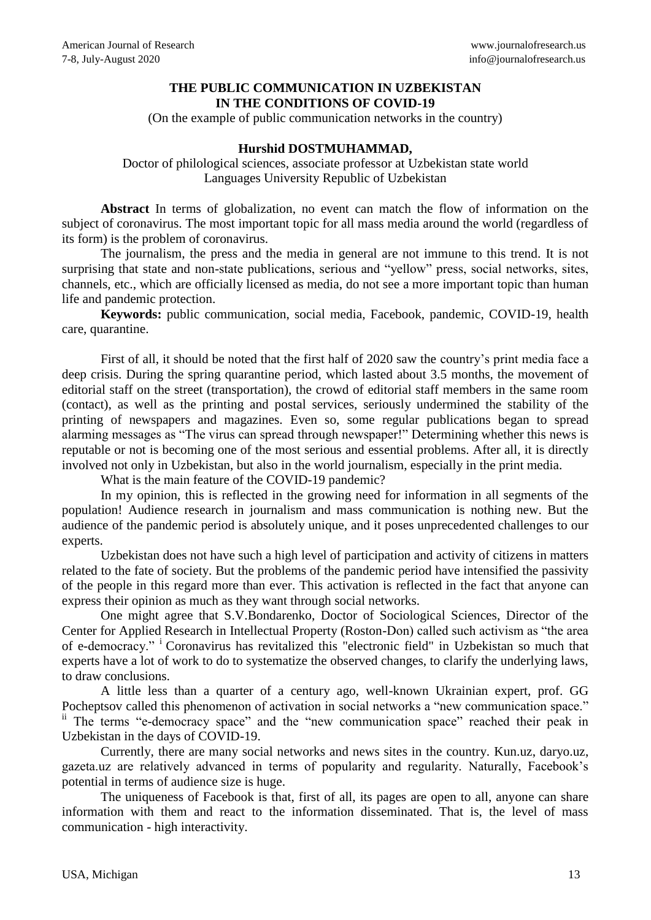# THE PUBLIC COMMUNICATION IN UZBEKISTAN IN THE CONDITIONS OF COVID-19

(On the example of public communication networks in the country)

**Hurshid DOSTMUHAMMAD,**

Doctor of philological sciences, associate professor at Uzbekistan state world Languages University Republic of Uzbekistan

**Abstract** In terms of globalization, no event can match the flow of information on the subject of coronavirus. The most important topic for all mass media around the world (regardless of its form) is the problem of coronavirus.

The journalism, the press and the media in general are not immune to this trend. It is not surprising that state and non-state publications, serious and "yellow" press, social networks, sites, channels, etc., which are officially licensed as media, do not see a more important topic than human life and pandemic protection.

**Keywords:** public communication, social media, Facebook, pandemic, COVID-19, health care, quarantine.

First of all, it should be noted that the first half of 2020 saw the country's print media face a deep crisis. During the spring quarantine period, which lasted about 3.5 months, the movement of editorial staff on the street (transportation), the crowd of editorial staff members in the same room (contact), as well as the printing and postal services, seriously undermined the stability of the printing of newspapers and magazines. Even so, some regular publications began to spread alarming messages as "The virus can spread through newspaper!" Determining whether this news is reputable or not is becoming one of the most serious and essential problems. After all, it is directly involved not only in Uzbekistan, but also in the world journalism, especially in the print media.

What is the main feature of the COVID-19 pandemic?

In my opinion, this is reflected in the growing need for information in all segments of the population! Audience research in journalism and mass communication is nothing new. But the audience of the pandemic period is absolutely unique, and it poses unprecedented challenges to our experts.

Uzbekistan does not have such a high level of participation and activity of citizens in matters related to the fate of society. But the problems of the pandemic period have intensified the passivity of the people in this regard more than ever. This activation is reflected in the fact that anyone can express their opinion as much as they want through social networks.

One might agree that S.V.Bondarenko, Doctor of Sociological Sciences, Director of the Center for Applied Research in Intellectual Property (Roston-Don) called such activism as "the area of e-democracy." [i] Coronavirus has revitalized this "electronic field" in Uzbekistan so much that experts have a lot of work to do to systematize the observed changes, to clarify the underlying laws, to draw conclusions.

A little less than a quarter of a century ago, well-known Ukrainian expert, prof. GG Pocheptsov called this phenomenon of activation in social networks a "new communication space." [ii] The terms "e-democracy space" and the "new communication space" reached their peak in Uzbekistan in the days of COVID-19.

Currently, there are many social networks and news sites in the country. Kun.uz, daryo.uz, gazeta.uz are relatively advanced in terms of popularity and regularity. Naturally, Facebook's potential in terms of audience size is huge.

The uniqueness of Facebook is that, first of all, its pages are open to all, anyone can share information with them and react to the information disseminated. That is, the level of mass communication - high interactivity.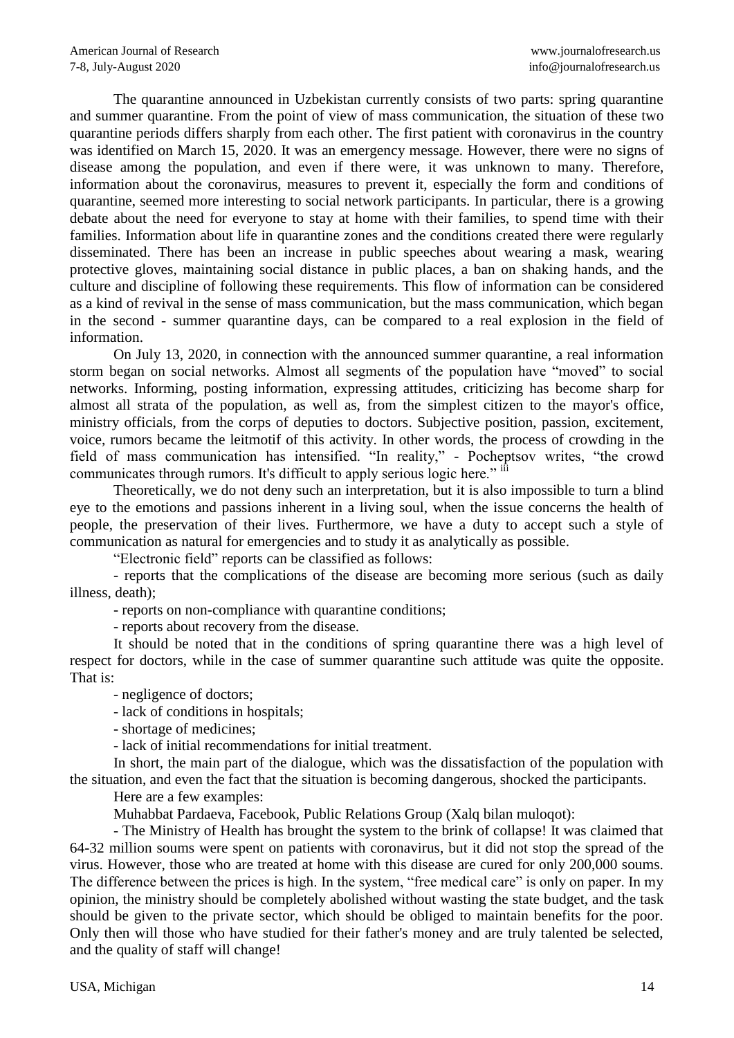The quarantine announced in Uzbekistan currently consists of two parts: spring quarantine and summer quarantine. From the point of view of mass communication, the situation of these two quarantine periods differs sharply from each other. The first patient with coronavirus in the country was identified on March 15, 2020. It was an emergency message. However, there were no signs of disease among the population, and even if there were, it was unknown to many. Therefore, information about the coronavirus, measures to prevent it, especially the form and conditions of quarantine, seemed more interesting to social network participants. In particular, there is a growing debate about the need for everyone to stay at home with their families, to spend time with their families. Information about life in quarantine zones and the conditions created there were regularly disseminated. There has been an increase in public speeches about wearing a mask, wearing protective gloves, maintaining social distance in public places, a ban on shaking hands, and the culture and discipline of following these requirements. This flow of information can be considered as a kind of revival in the sense of mass communication, but the mass communication, which began in the second - summer quarantine days, can be compared to a real explosion in the field of information.

On July 13, 2020, in connection with the announced summer quarantine, a real information storm began on social networks. Almost all segments of the population have "moved" to social networks. Informing, posting information, expressing attitudes, criticizing has become sharp for almost all strata of the population, as well as, from the simplest citizen to the mayor's office, ministry officials, from the corps of deputies to doctors. Subjective position, passion, excitement, voice, rumors became the leitmotif of this activity. In other words, the process of crowding in the field of mass communication has intensified. "In reality," - Pocheptsov writes, "the crowd communicates through rumors. It's difficult to apply serious logic here." [iii]

Theoretically, we do not deny such an interpretation, but it is also impossible to turn a blind eye to the emotions and passions inherent in a living soul, when the issue concerns the health of people, the preservation of their lives. Furthermore, we have a duty to accept such a style of communication as natural for emergencies and to study it as analytically as possible.

"Electronic field" reports can be classified as follows:

- reports that the complications of the disease are becoming more serious (such as daily illness, death);
- reports on non-compliance with quarantine conditions;
- reports about recovery from the disease.

It should be noted that in the conditions of spring quarantine there was a high level of respect for doctors, while in the case of summer quarantine such attitude was quite the opposite. That is:

- negligence of doctors;
- lack of conditions in hospitals;
- shortage of medicines;
- lack of initial recommendations for initial treatment.

In short, the main part of the dialogue, which was the dissatisfaction of the population with the situation, and even the fact that the situation is becoming dangerous, shocked the participants.

Here are a few examples:

Muhabbat Pardaeva, Facebook, Public Relations Group (Xalq bilan muloqot):

- The Ministry of Health has brought the system to the brink of collapse! It was claimed that 64-32 million soums were spent on patients with coronavirus, but it did not stop the spread of the virus. However, those who are treated at home with this disease are cured for only 200,000 soums. The difference between the prices is high. In the system, "free medical care" is only on paper. In my opinion, the ministry should be completely abolished without wasting the state budget, and the task should be given to the private sector, which should be obliged to maintain benefits for the poor. Only then will those who have studied for their father's money and are truly talented be selected, and the quality of staff will change!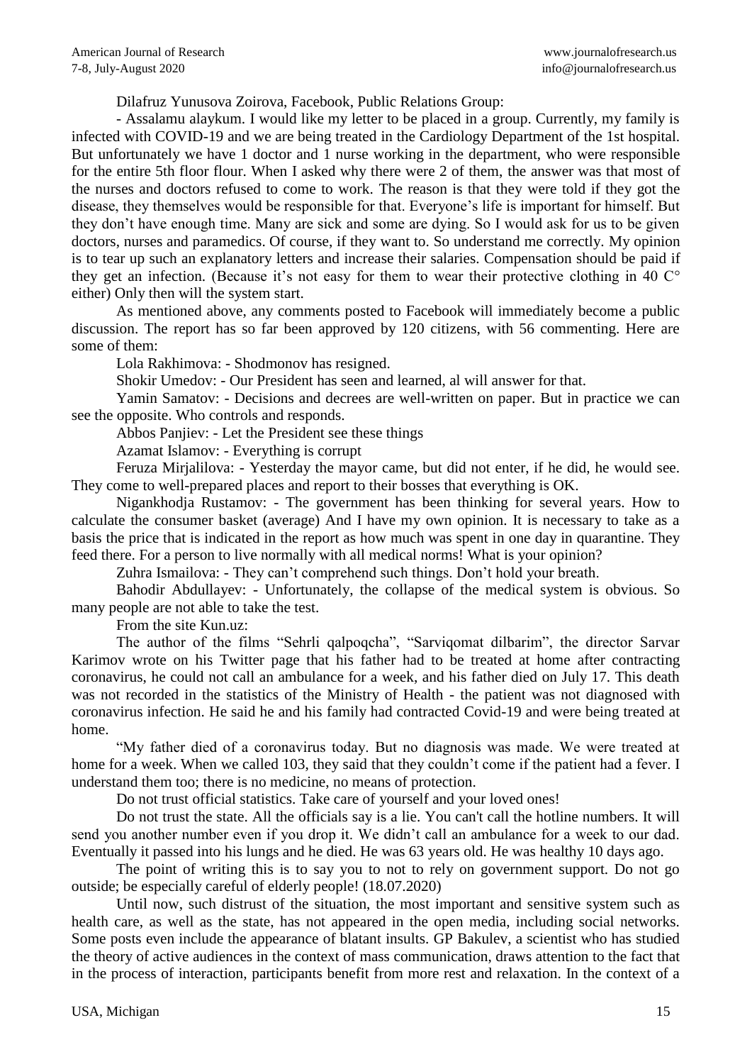Dilafruz Yunusova Zoirova, Facebook, Public Relations Group:

- Assalamu alaykum. I would like my letter to be placed in a group. Currently, my family is infected with COVID-19 and we are being treated in the Cardiology Department of the 1st hospital. But unfortunately we have 1 doctor and 1 nurse working in the department, who were responsible for the entire 5th floor flour. When I asked why there were 2 of them, the answer was that most of the nurses and doctors refused to come to work. The reason is that they were told if they got the disease, they themselves would be responsible for that. Everyone's life is important for himself. But they don't have enough time. Many are sick and some are dying. So I would ask for us to be given doctors, nurses and paramedics. Of course, if they want to. So understand me correctly. My opinion is to tear up such an explanatory letters and increase their salaries. Compensation should be paid if they get an infection. (Because it's not easy for them to wear their protective clothing in 40 C° either) Only then will the system start.

As mentioned above, any comments posted to Facebook will immediately become a public discussion. The report has so far been approved by 120 citizens, with 56 commenting. Here are some of them:

Lola Rakhimova: - Shodmonov has resigned.

Shokir Umedov: - Our President has seen and learned, al will answer for that.

Yamin Samatov: - Decisions and decrees are well-written on paper. But in practice we can see the opposite. Who controls and responds.

Abbos Panjiev: - Let the President see these things

Azamat Islamov: - Everything is corrupt

Feruza Mirjalilova: - Yesterday the mayor came, but did not enter, if he did, he would see. They come to well-prepared places and report to their bosses that everything is OK.

Nigankhodja Rustamov: - The government has been thinking for several years. How to calculate the consumer basket (average) And I have my own opinion. It is necessary to take as a basis the price that is indicated in the report as how much was spent in one day in quarantine. They feed there. For a person to live normally with all medical norms! What is your opinion?

Zuhra Ismailova: - They can't comprehend such things. Don't hold your breath.

Bahodir Abdullayev: - Unfortunately, the collapse of the medical system is obvious. So many people are not able to take the test.

From the site Kun.uz:

The author of the films "Sehrli qalpoqcha", "Sarviqomat dilbarim", the director Sarvar Karimov wrote on his Twitter page that his father had to be treated at home after contracting coronavirus, he could not call an ambulance for a week, and his father died on July 17. This death was not recorded in the statistics of the Ministry of Health - the patient was not diagnosed with coronavirus infection. He said he and his family had contracted Covid-19 and were being treated at home.

"My father died of a coronavirus today. But no diagnosis was made. We were treated at home for a week. When we called 103, they said that they couldn't come if the patient had a fever. I understand them too; there is no medicine, no means of protection.

Do not trust official statistics. Take care of yourself and your loved ones!

Do not trust the state. All the officials say is a lie. You can't call the hotline numbers. It will send you another number even if you drop it. We didn't call an ambulance for a week to our dad. Eventually it passed into his lungs and he died. He was 63 years old. He was healthy 10 days ago.

The point of writing this is to say you to not to rely on government support. Do not go outside; be especially careful of elderly people! (18.07.2020)

Until now, such distrust of the situation, the most important and sensitive system such as health care, as well as the state, has not appeared in the open media, including social networks. Some posts even include the appearance of blatant insults. GP Bakulev, a scientist who has studied the theory of active audiences in the context of mass communication, draws attention to the fact that in the process of interaction, participants benefit from more rest and relaxation. In the context of a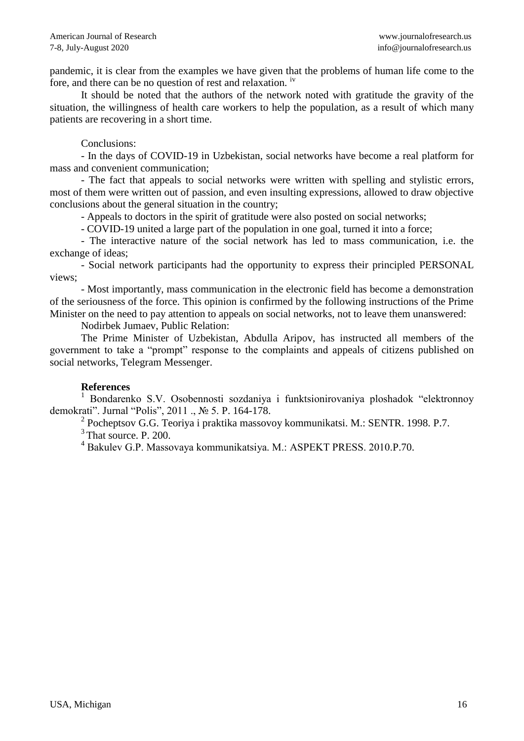pandemic, it is clear from the examples we have given that the problems of human life come to the fore, and there can be no question of rest and relaxation. [iv]

It should be noted that the authors of the network noted with gratitude the gravity of the situation, the willingness of health care workers to help the population, as a result of which many patients are recovering in a short time.

Conclusions:

- In the days of COVID-19 in Uzbekistan, social networks have become a real platform for mass and convenient communication;
- The fact that appeals to social networks were written with spelling and stylistic errors, most of them were written out of passion, and even insulting expressions, allowed to draw objective conclusions about the general situation in the country;
- Appeals to doctors in the spirit of gratitude were also posted on social networks;
- COVID-19 united a large part of the population in one goal, turned it into a force;
- The interactive nature of the social network has led to mass communication, i.e. the exchange of ideas;
- Social network participants had the opportunity to express their principled PERSONAL views;
- Most importantly, mass communication in the electronic field has become a demonstration of the seriousness of the force. This opinion is confirmed by the following instructions of the Prime Minister on the need to pay attention to appeals on social networks, not to leave them unanswered:

Nodirbek Jumaev, Public Relation:

The Prime Minister of Uzbekistan, Abdulla Aripov, has instructed all members of the government to take a "prompt" response to the complaints and appeals of citizens published on social networks, Telegram Messenger.

**References**

[1] Bondarenko S.V. Osobennosti sozdaniya i funktsionirovaniya ploshadok "elektronnoy demokrati". Jurnal "Polis", 2011 ., № 5. P. 164-178.

[2] Pocheptsov G.G. Teoriya i praktika massovoy kommunikatsi. M.: SENTR. 1998. P.7.

[3] That source. P. 200.

[4] Bakulev G.P. Massovaya kommunikatsiya. M.: ASPEKT PRESS. 2010.P.70.